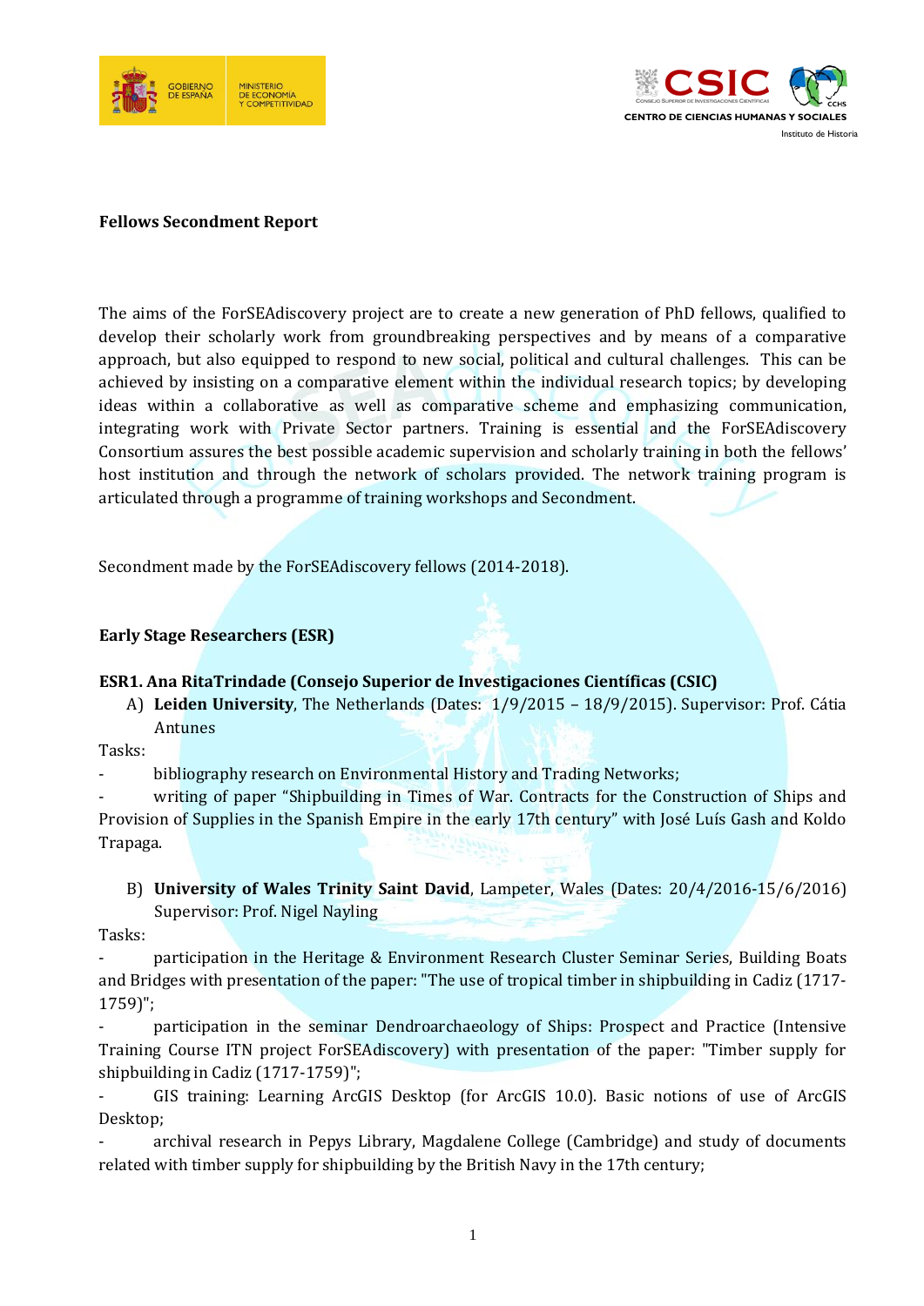**Fellows Secondment Report**

The aims of the ForSEAdiscovery project are to create a new generation of PhD fellows, qualified to develop their scholarly work from groundbreaking perspectives and by means of a comparative approach, but also equipped to respond to new social, political and cultural challenges. This can be achieved by insisting on a comparative element within the individual research topics; by developing ideas within a collaborative as well as comparative scheme and emphasizing communication, integrating work with Private Sector partners. Training is essential and the ForSEAdiscovery Consortium assures the best possible academic supervision and scholarly training in both the fellows' host institution and through the network of scholars provided. The network training program is articulated through a programme of training workshops and Secondment.

Secondment made by the ForSEAdiscovery fellows (2014-2018).

**Early Stage Researchers (ESR)**

**ESR1. Ana RitaTrindade (Consejo Superior de Investigaciones Científicas (CSIC)**

A) **Leiden University**, The Netherlands (Dates: 1/9/2015 – 18/9/2015). Supervisor: Prof. Cátia Antunes

Tasks:

- bibliography research on Environmental History and Trading Networks;
- writing of paper "Shipbuilding in Times of War. Contracts for the Construction of Ships and Provision of Supplies in the Spanish Empire in the early 17th century" with José Luís Gash and Koldo Trapaga.

B) **University of Wales Trinity Saint David**, Lampeter, Wales (Dates: 20/4/2016-15/6/2016) Supervisor: Prof. Nigel Nayling

Tasks:

- participation in the Heritage & Environment Research Cluster Seminar Series, Building Boats and Bridges with presentation of the paper: "The use of tropical timber in shipbuilding in Cadiz (1717-1759)";
- participation in the seminar Dendroarchaeology of Ships: Prospect and Practice (Intensive Training Course ITN project ForSEAdiscovery) with presentation of the paper: "Timber supply for shipbuilding in Cadiz (1717-1759)";
- GIS training: Learning ArcGIS Desktop (for ArcGIS 10.0). Basic notions of use of ArcGIS Desktop;
- archival research in Pepys Library, Magdalene College (Cambridge) and study of documents related with timber supply for shipbuilding by the British Navy in the 17th century;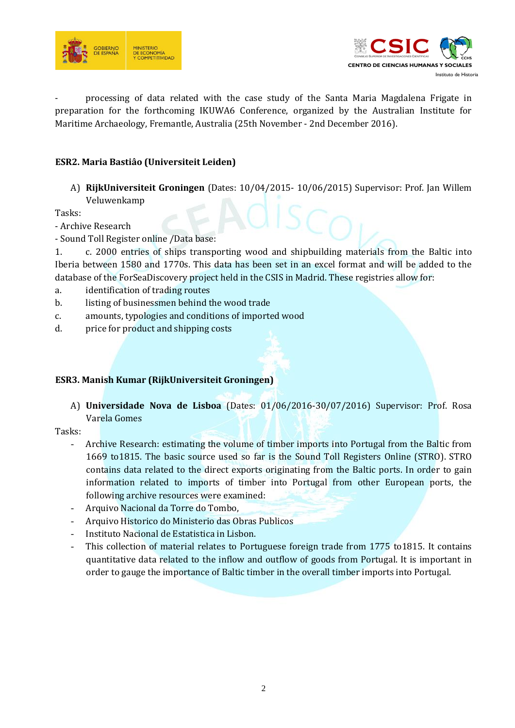- processing of data related with the case study of the Santa Maria Magdalena Frigate in preparation for the forthcoming IKUWA6 Conference, organized by the Australian Institute for Maritime Archaeology, Fremantle, Australia (25th November - 2nd December 2016).

**ESR2. Maria Bastiâo (Universiteit Leiden)**

A) **RijkUniversiteit Groningen** (Dates: 10/04/2015- 10/06/2015) Supervisor: Prof. Jan Willem Veluwenkamp

Tasks:

- Archive Research
- Sound Toll Register online /Data base:

1. c. 2000 entries of ships transporting wood and shipbuilding materials from the Baltic into Iberia between 1580 and 1770s. This data has been set in an excel format and will be added to the database of the ForSeaDiscovery project held in the CSIS in Madrid. These registries allow for:

a. identification of trading routes

b. listing of businessmen behind the wood trade

c. amounts, typologies and conditions of imported wood

d. price for product and shipping costs

**ESR3. Manish Kumar (RijkUniversiteit Groningen)**

A) **Universidade Nova de Lisboa** (Dates: 01/06/2016-30/07/2016) Supervisor: Prof. Rosa Varela Gomes

Tasks:

- Archive Research: estimating the volume of timber imports into Portugal from the Baltic from 1669 to1815. The basic source used so far is the Sound Toll Registers Online (STRO). STRO contains data related to the direct exports originating from the Baltic ports. In order to gain information related to imports of timber into Portugal from other European ports, the following archive resources were examined:
- Arquivo Nacional da Torre do Tombo,
- Arquivo Historico do Ministerio das Obras Publicos
- Instituto Nacional de Estatistica in Lisbon.
- This collection of material relates to Portuguese foreign trade from 1775 to1815. It contains quantitative data related to the inflow and outflow of goods from Portugal. It is important in order to gauge the importance of Baltic timber in the overall timber imports into Portugal.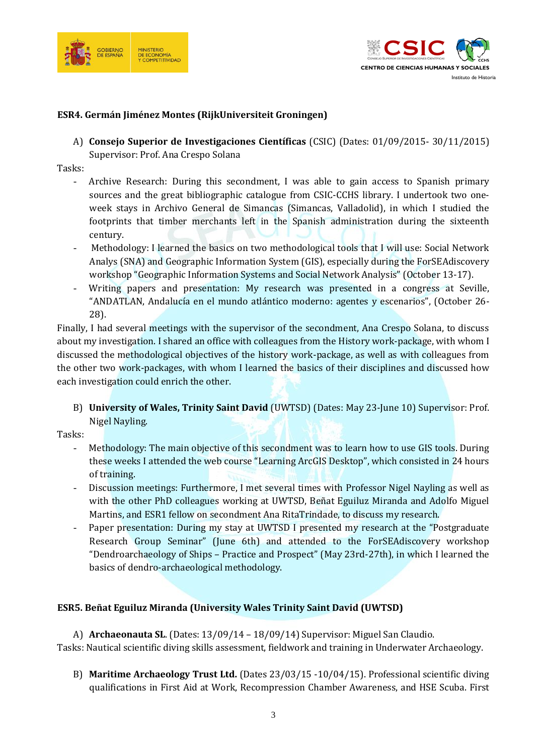**ESR4. Germán Jiménez Montes (RijkUniversiteit Groningen)**

A) **Consejo Superior de Investigaciones Científicas** (CSIC) (Dates: 01/09/2015- 30/11/2015) Supervisor: Prof. Ana Crespo Solana

Tasks:

- Archive Research: During this secondment, I was able to gain access to Spanish primary sources and the great bibliographic catalogue from CSIC-CCHS library. I undertook two one-week stays in Archivo General de Simancas (Simancas, Valladolid), in which I studied the footprints that timber merchants left in the Spanish administration during the sixteenth century.
- Methodology: I learned the basics on two methodological tools that I will use: Social Network Analys (SNA) and Geographic Information System (GIS), especially during the ForSEAdiscovery workshop "Geographic Information Systems and Social Network Analysis" (October 13-17).
- Writing papers and presentation: My research was presented in a congress at Seville, "ANDATLAN, Andalucía en el mundo atlántico moderno: agentes y escenarios", (October 26-28).

Finally, I had several meetings with the supervisor of the secondment, Ana Crespo Solana, to discuss about my investigation. I shared an office with colleagues from the History work-package, with whom I discussed the methodological objectives of the history work-package, as well as with colleagues from the other two work-packages, with whom I learned the basics of their disciplines and discussed how each investigation could enrich the other.

B) **University of Wales, Trinity Saint David** (UWTSD) (Dates: May 23-June 10) Supervisor: Prof. Nigel Nayling.

Tasks:

- Methodology: The main objective of this secondment was to learn how to use GIS tools. During these weeks I attended the web course "Learning ArcGIS Desktop", which consisted in 24 hours of training.
- Discussion meetings: Furthermore, I met several times with Professor Nigel Nayling as well as with the other PhD colleagues working at UWTSD, Beñat Eguiluz Miranda and Adolfo Miguel Martins, and ESR1 fellow on secondment Ana RitaTrindade, to discuss my research.
- Paper presentation: During my stay at UWTSD I presented my research at the "Postgraduate Research Group Seminar" (June 6th) and attended to the ForSEAdiscovery workshop "Dendroarchaeology of Ships – Practice and Prospect" (May 23rd-27th), in which I learned the basics of dendro-archaeological methodology.

**ESR5. Beñat Eguiluz Miranda (University Wales Trinity Saint David (UWTSD)**

A) **Archaeonauta SL**. (Dates: 13/09/14 – 18/09/14) Supervisor: Miguel San Claudio.

Tasks: Nautical scientific diving skills assessment, fieldwork and training in Underwater Archaeology.

B) **Maritime Archaeology Trust Ltd.** (Dates 23/03/15 -10/04/15). Professional scientific diving qualifications in First Aid at Work, Recompression Chamber Awareness, and HSE Scuba. First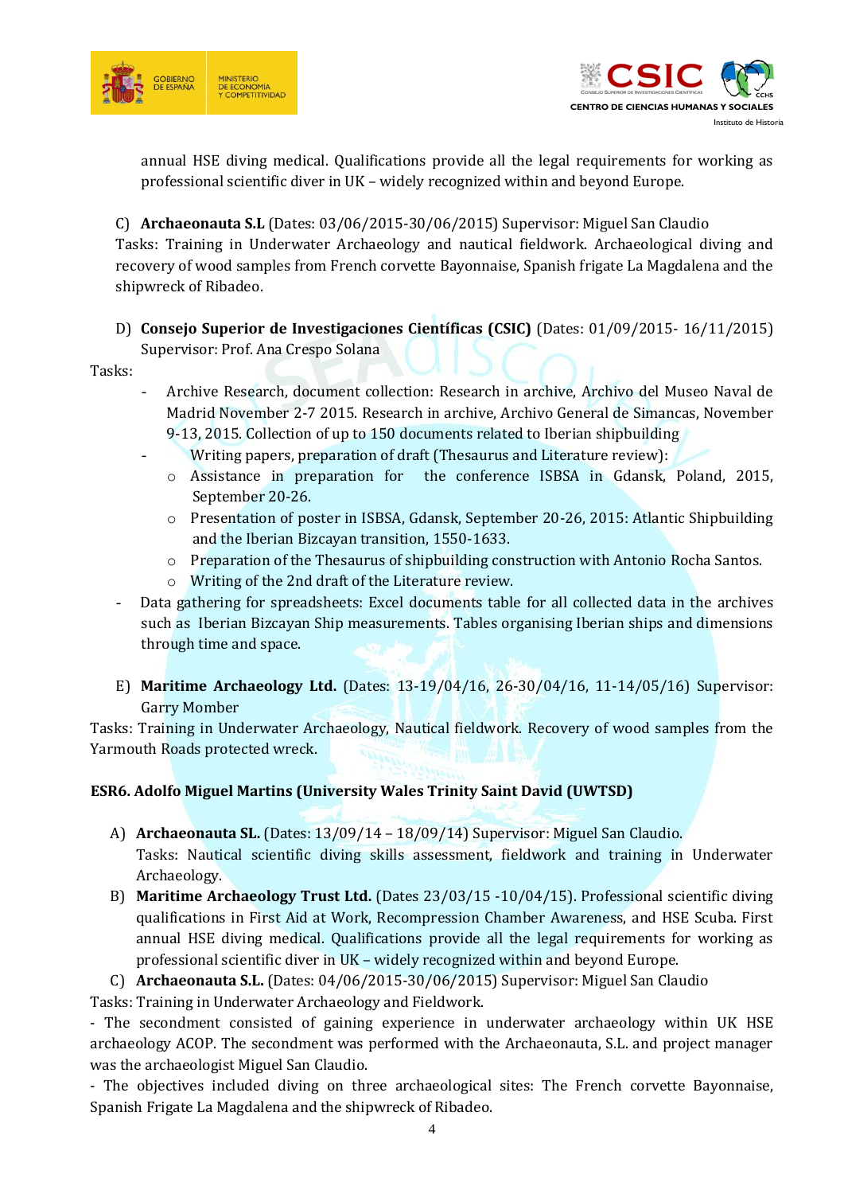annual HSE diving medical. Qualifications provide all the legal requirements for working as professional scientific diver in UK – widely recognized within and beyond Europe.

C) **Archaeonauta S.L** (Dates: 03/06/2015-30/06/2015) Supervisor: Miguel San Claudio
Tasks: Training in Underwater Archaeology and nautical fieldwork. Archaeological diving and recovery of wood samples from French corvette Bayonnaise, Spanish frigate La Magdalena and the shipwreck of Ribadeo.

D) **Consejo Superior de Investigaciones Científicas (CSIC)** (Dates: 01/09/2015- 16/11/2015) Supervisor: Prof. Ana Crespo Solana

Tasks:

- Archive Research, document collection: Research in archive, Archivo del Museo Naval de Madrid November 2-7 2015. Research in archive, Archivo General de Simancas, November 9-13, 2015. Collection of up to 150 documents related to Iberian shipbuilding
- Writing papers, preparation of draft (Thesaurus and Literature review):
  - Assistance in preparation for the conference ISBSA in Gdansk, Poland, 2015, September 20-26.
  - Presentation of poster in ISBSA, Gdansk, September 20-26, 2015: Atlantic Shipbuilding and the Iberian Bizcayan transition, 1550-1633.
  - Preparation of the Thesaurus of shipbuilding construction with Antonio Rocha Santos.
  - Writing of the 2nd draft of the Literature review.
- Data gathering for spreadsheets: Excel documents table for all collected data in the archives such as Iberian Bizcayan Ship measurements. Tables organising Iberian ships and dimensions through time and space.

E) **Maritime Archaeology Ltd.** (Dates: 13-19/04/16, 26-30/04/16, 11-14/05/16) Supervisor: Garry Momber

Tasks: Training in Underwater Archaeology, Nautical fieldwork. Recovery of wood samples from the Yarmouth Roads protected wreck.

**ESR6. Adolfo Miguel Martins (University Wales Trinity Saint David (UWTSD)**

A) **Archaeonauta SL.** (Dates: 13/09/14 – 18/09/14) Supervisor: Miguel San Claudio.
Tasks: Nautical scientific diving skills assessment, fieldwork and training in Underwater Archaeology.

B) **Maritime Archaeology Trust Ltd.** (Dates 23/03/15 -10/04/15). Professional scientific diving qualifications in First Aid at Work, Recompression Chamber Awareness, and HSE Scuba. First annual HSE diving medical. Qualifications provide all the legal requirements for working as professional scientific diver in UK – widely recognized within and beyond Europe.

C) **Archaeonauta S.L.** (Dates: 04/06/2015-30/06/2015) Supervisor: Miguel San Claudio

Tasks: Training in Underwater Archaeology and Fieldwork.

- The secondment consisted of gaining experience in underwater archaeology within UK HSE archaeology ACOP. The secondment was performed with the Archaeonauta, S.L. and project manager was the archaeologist Miguel San Claudio.
- The objectives included diving on three archaeological sites: The French corvette Bayonnaise, Spanish Frigate La Magdalena and the shipwreck of Ribadeo.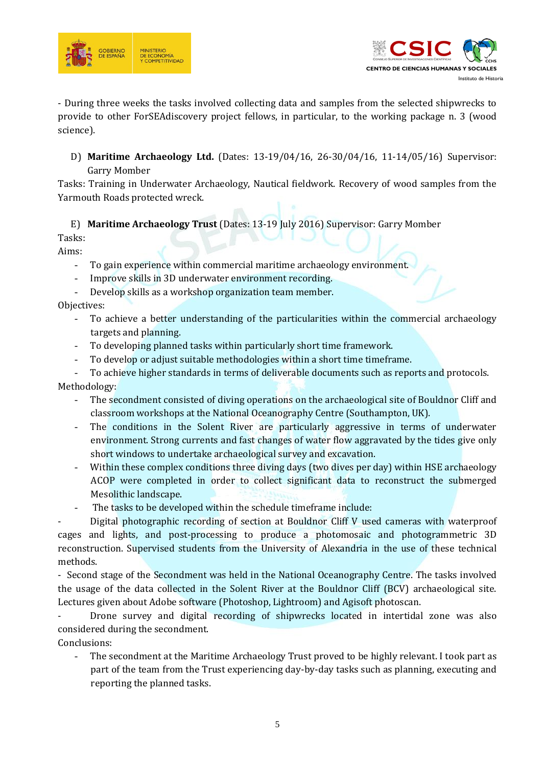- During three weeks the tasks involved collecting data and samples from the selected shipwrecks to provide to other ForSEAdiscovery project fellows, in particular, to the working package n. 3 (wood science).

D) **Maritime Archaeology Ltd.** (Dates: 13-19/04/16, 26-30/04/16, 11-14/05/16) Supervisor: Garry Momber

Tasks: Training in Underwater Archaeology, Nautical fieldwork. Recovery of wood samples from the Yarmouth Roads protected wreck.

E) **Maritime Archaeology Trust** (Dates: 13-19 July 2016) Supervisor: Garry Momber

Tasks:

Aims:

- To gain experience within commercial maritime archaeology environment.
- Improve skills in 3D underwater environment recording.
- Develop skills as a workshop organization team member.

Objectives:

- To achieve a better understanding of the particularities within the commercial archaeology targets and planning.
- To developing planned tasks within particularly short time framework.
- To develop or adjust suitable methodologies within a short time timeframe.
- To achieve higher standards in terms of deliverable documents such as reports and protocols.

Methodology:

- The secondment consisted of diving operations on the archaeological site of Bouldnor Cliff and classroom workshops at the National Oceanography Centre (Southampton, UK).
- The conditions in the Solent River are particularly aggressive in terms of underwater environment. Strong currents and fast changes of water flow aggravated by the tides give only short windows to undertake archaeological survey and excavation.
- Within these complex conditions three diving days (two dives per day) within HSE archaeology ACOP were completed in order to collect significant data to reconstruct the submerged Mesolithic landscape.
- The tasks to be developed within the schedule timeframe include:

- Digital photographic recording of section at Bouldnor Cliff V used cameras with waterproof cages and lights, and post-processing to produce a photomosaic and photogrammetric 3D reconstruction. Supervised students from the University of Alexandria in the use of these technical methods.

- Second stage of the Secondment was held in the National Oceanography Centre. The tasks involved the usage of the data collected in the Solent River at the Bouldnor Cliff (BCV) archaeological site. Lectures given about Adobe software (Photoshop, Lightroom) and Agisoft photoscan.

- Drone survey and digital recording of shipwrecks located in intertidal zone was also considered during the secondment.

Conclusions:

- The secondment at the Maritime Archaeology Trust proved to be highly relevant. I took part as part of the team from the Trust experiencing day-by-day tasks such as planning, executing and reporting the planned tasks.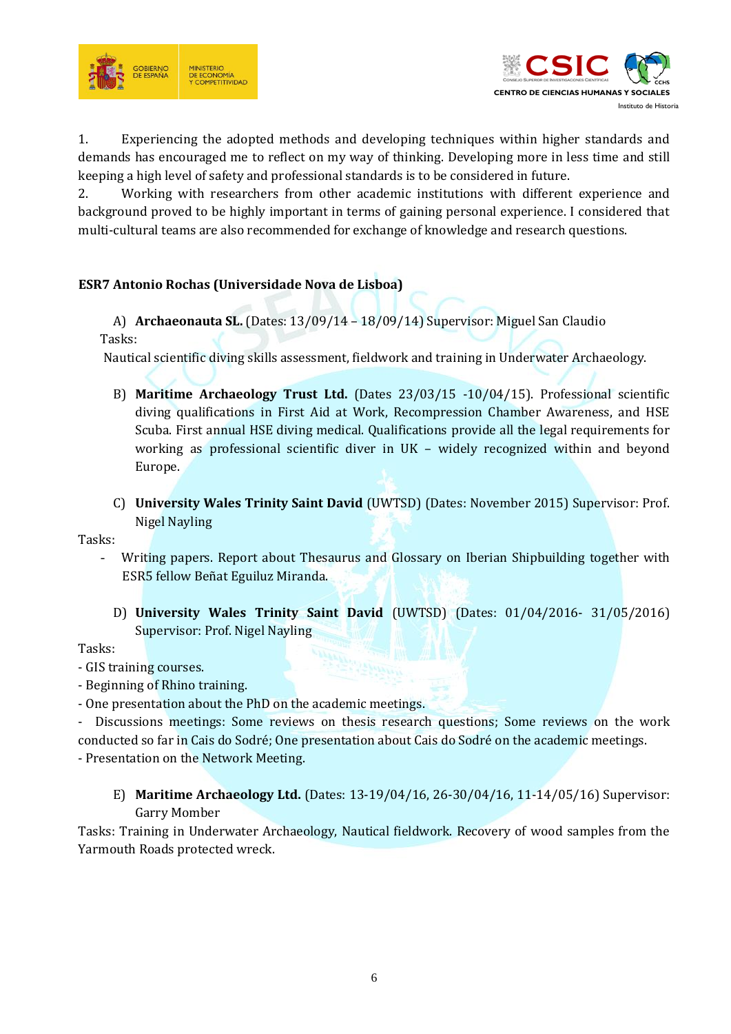1. Experiencing the adopted methods and developing techniques within higher standards and demands has encouraged me to reflect on my way of thinking. Developing more in less time and still keeping a high level of safety and professional standards is to be considered in future.
2. Working with researchers from other academic institutions with different experience and background proved to be highly important in terms of gaining personal experience. I considered that multi-cultural teams are also recommended for exchange of knowledge and research questions.

**ESR7 Antonio Rochas (Universidade Nova de Lisboa)**

A) **Archaeonauta SL.** (Dates: 13/09/14 – 18/09/14) Supervisor: Miguel San Claudio

Tasks:

Nautical scientific diving skills assessment, fieldwork and training in Underwater Archaeology.

B) **Maritime Archaeology Trust Ltd.** (Dates 23/03/15 -10/04/15). Professional scientific diving qualifications in First Aid at Work, Recompression Chamber Awareness, and HSE Scuba. First annual HSE diving medical. Qualifications provide all the legal requirements for working as professional scientific diver in UK – widely recognized within and beyond Europe.

C) **University Wales Trinity Saint David** (UWTSD) (Dates: November 2015) Supervisor: Prof. Nigel Nayling

Tasks:

- Writing papers. Report about Thesaurus and Glossary on Iberian Shipbuilding together with ESR5 fellow Beñat Eguiluz Miranda.

D) **University Wales Trinity Saint David** (UWTSD) (Dates: 01/04/2016- 31/05/2016) Supervisor: Prof. Nigel Nayling

Tasks:

- GIS training courses.
- Beginning of Rhino training.
- One presentation about the PhD on the academic meetings.
- Discussions meetings: Some reviews on thesis research questions; Some reviews on the work conducted so far in Cais do Sodré; One presentation about Cais do Sodré on the academic meetings.
- Presentation on the Network Meeting.

E) **Maritime Archaeology Ltd.** (Dates: 13-19/04/16, 26-30/04/16, 11-14/05/16) Supervisor: Garry Momber

Tasks: Training in Underwater Archaeology, Nautical fieldwork. Recovery of wood samples from the Yarmouth Roads protected wreck.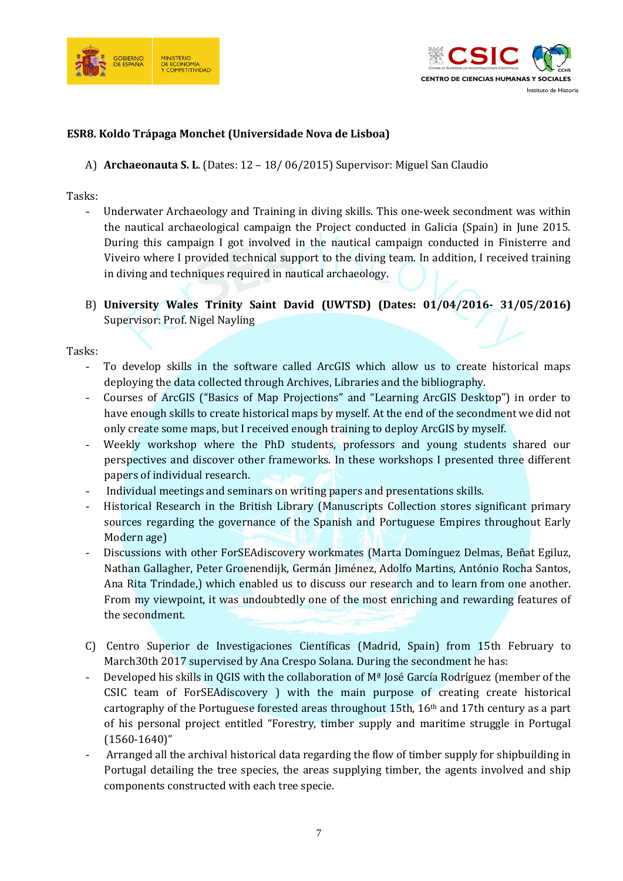**ESR8. Koldo Trápaga Monchet (Universidade Nova de Lisboa)**

A) **Archaeonauta S. L.** (Dates: 12 – 18/ 06/2015) Supervisor: Miguel San Claudio

Tasks:

- Underwater Archaeology and Training in diving skills. This one-week secondment was within the nautical archaeological campaign the Project conducted in Galicia (Spain) in June 2015. During this campaign I got involved in the nautical campaign conducted in Finisterre and Viveiro where I provided technical support to the diving team. In addition, I received training in diving and techniques required in nautical archaeology.

B) **University Wales Trinity Saint David (UWTSD) (Dates: 01/04/2016- 31/05/2016)** Supervisor: Prof. Nigel Nayling

Tasks:

- To develop skills in the software called ArcGIS which allow us to create historical maps deploying the data collected through Archives, Libraries and the bibliography.
- Courses of ArcGIS ("Basics of Map Projections" and "Learning ArcGIS Desktop") in order to have enough skills to create historical maps by myself. At the end of the secondment we did not only create some maps, but I received enough training to deploy ArcGIS by myself.
- Weekly workshop where the PhD students, professors and young students shared our perspectives and discover other frameworks. In these workshops I presented three different papers of individual research.
- Individual meetings and seminars on writing papers and presentations skills.
- Historical Research in the British Library (Manuscripts Collection stores significant primary sources regarding the governance of the Spanish and Portuguese Empires throughout Early Modern age)
- Discussions with other ForSEAdiscovery workmates (Marta Domínguez Delmas, Beñat Egiluz, Nathan Gallagher, Peter Groenendijk, Germán Jiménez, Adolfo Martins, António Rocha Santos, Ana Rita Trindade,) which enabled us to discuss our research and to learn from one another. From my viewpoint, it was undoubtedly one of the most enriching and rewarding features of the secondment.

C) Centro Superior de Investigaciones Científicas (Madrid, Spain) from 15th February to March30th 2017 supervised by Ana Crespo Solana. During the secondment he has:

- Developed his skills in QGIS with the collaboration of Mª José García Rodríguez (member of the CSIC team of ForSEAdiscovery ) with the main purpose of creating create historical cartography of the Portuguese forested areas throughout 15th, 16th and 17th century as a part of his personal project entitled "Forestry, timber supply and maritime struggle in Portugal (1560-1640)"
- Arranged all the archival historical data regarding the flow of timber supply for shipbuilding in Portugal detailing the tree species, the areas supplying timber, the agents involved and ship components constructed with each tree specie.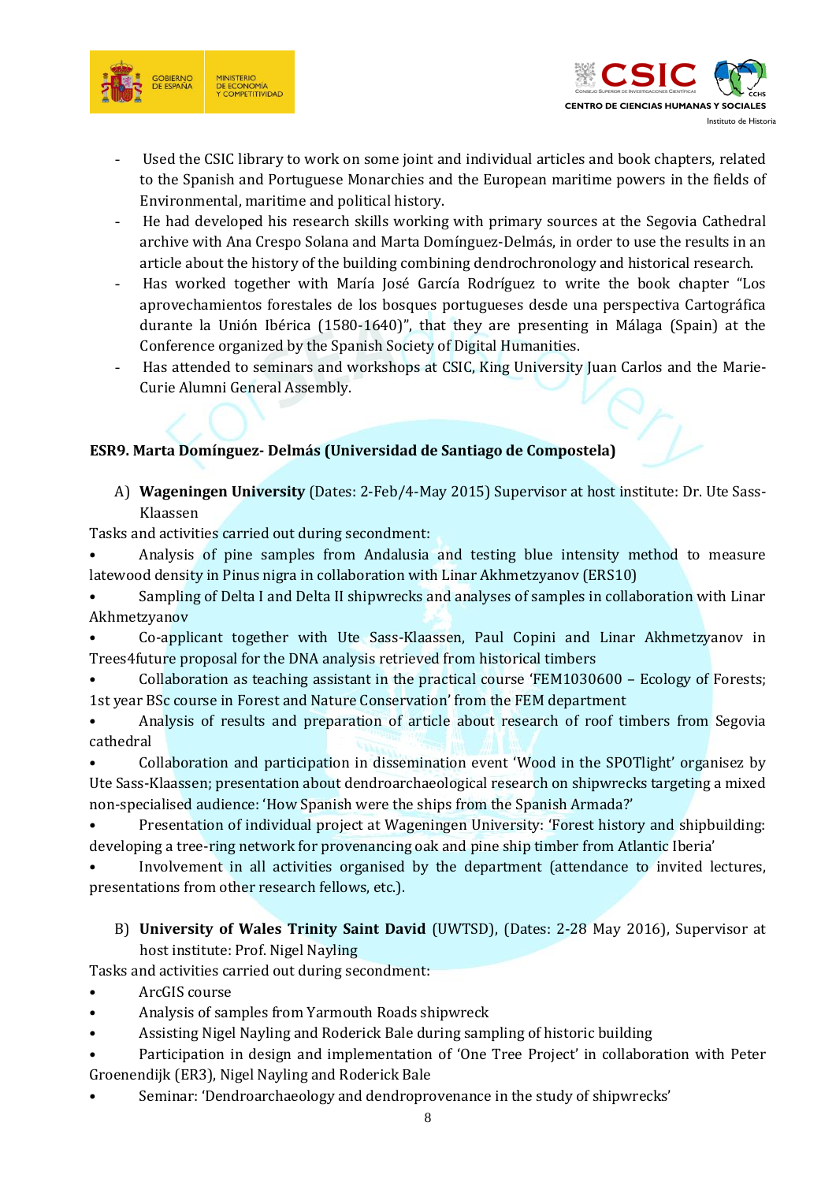- Used the CSIC library to work on some joint and individual articles and book chapters, related to the Spanish and Portuguese Monarchies and the European maritime powers in the fields of Environmental, maritime and political history.
- He had developed his research skills working with primary sources at the Segovia Cathedral archive with Ana Crespo Solana and Marta Domínguez-Delmás, in order to use the results in an article about the history of the building combining dendrochronology and historical research.
- Has worked together with María José García Rodríguez to write the book chapter "Los aprovechamientos forestales de los bosques portugueses desde una perspectiva Cartográfica durante la Unión Ibérica (1580-1640)", that they are presenting in Málaga (Spain) at the Conference organized by the Spanish Society of Digital Humanities.
- Has attended to seminars and workshops at CSIC, King University Juan Carlos and the Marie-Curie Alumni General Assembly.

**ESR9. Marta Domínguez- Delmás (Universidad de Santiago de Compostela)**

A) **Wageningen University** (Dates: 2-Feb/4-May 2015) Supervisor at host institute: Dr. Ute Sass-Klaassen

Tasks and activities carried out during secondment:

- Analysis of pine samples from Andalusia and testing blue intensity method to measure latewood density in Pinus nigra in collaboration with Linar Akhmetzyanov (ERS10)
- Sampling of Delta I and Delta II shipwrecks and analyses of samples in collaboration with Linar Akhmetzyanov
- Co-applicant together with Ute Sass-Klaassen, Paul Copini and Linar Akhmetzyanov in Trees4future proposal for the DNA analysis retrieved from historical timbers
- Collaboration as teaching assistant in the practical course 'FEM1030600 – Ecology of Forests; 1st year BSc course in Forest and Nature Conservation' from the FEM department
- Analysis of results and preparation of article about research of roof timbers from Segovia cathedral
- Collaboration and participation in dissemination event 'Wood in the SPOTlight' organisez by Ute Sass-Klaassen; presentation about dendroarchaeological research on shipwrecks targeting a mixed non-specialised audience: 'How Spanish were the ships from the Spanish Armada?'
- Presentation of individual project at Wageningen University: 'Forest history and shipbuilding: developing a tree-ring network for provenancing oak and pine ship timber from Atlantic Iberia'
- Involvement in all activities organised by the department (attendance to invited lectures, presentations from other research fellows, etc.).

B) **University of Wales Trinity Saint David** (UWTSD), (Dates: 2-28 May 2016), Supervisor at host institute: Prof. Nigel Nayling

Tasks and activities carried out during secondment:

- ArcGIS course
- Analysis of samples from Yarmouth Roads shipwreck
- Assisting Nigel Nayling and Roderick Bale during sampling of historic building
- Participation in design and implementation of 'One Tree Project' in collaboration with Peter Groenendijk (ER3), Nigel Nayling and Roderick Bale
- Seminar: 'Dendroarchaeology and dendroprovenance in the study of shipwrecks'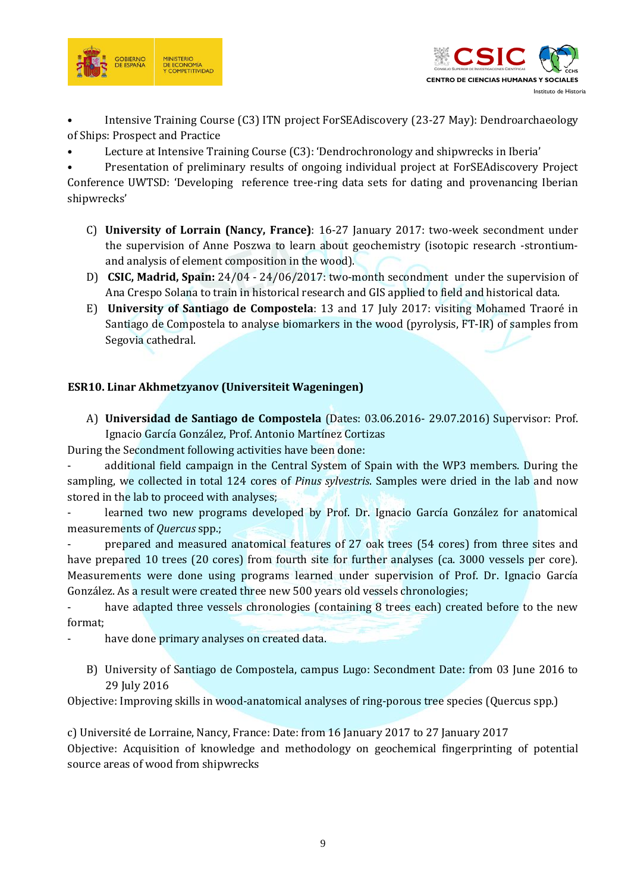- Intensive Training Course (C3) ITN project ForSEAdiscovery (23-27 May): Dendroarchaeology of Ships: Prospect and Practice
- Lecture at Intensive Training Course (C3): 'Dendrochronology and shipwrecks in Iberia'
- Presentation of preliminary results of ongoing individual project at ForSEAdiscovery Project Conference UWTSD: 'Developing reference tree-ring data sets for dating and provenancing Iberian shipwrecks'

C) **University of Lorrain (Nancy, France)**: 16-27 January 2017: two-week secondment under the supervision of Anne Poszwa to learn about geochemistry (isotopic research -strontium- and analysis of element composition in the wood).

D) **CSIC, Madrid, Spain:** 24/04 - 24/06/2017: two-month secondment under the supervision of Ana Crespo Solana to train in historical research and GIS applied to field and historical data.

E) **University of Santiago de Compostela**: 13 and 17 July 2017: visiting Mohamed Traoré in Santiago de Compostela to analyse biomarkers in the wood (pyrolysis, FT-IR) of samples from Segovia cathedral.

### ESR10. Linar Akhmetzyanov (Universiteit Wageningen)

A) **Universidad de Santiago de Compostela** (Dates: 03.06.2016- 29.07.2016) Supervisor: Prof. Ignacio García González, Prof. Antonio Martínez Cortizas

During the Secondment following activities have been done:

- additional field campaign in the Central System of Spain with the WP3 members. During the sampling, we collected in total 124 cores of *Pinus sylvestris*. Samples were dried in the lab and now stored in the lab to proceed with analyses;
- learned two new programs developed by Prof. Dr. Ignacio García González for anatomical measurements of *Quercus* spp.;
- prepared and measured anatomical features of 27 oak trees (54 cores) from three sites and have prepared 10 trees (20 cores) from fourth site for further analyses (ca. 3000 vessels per core). Measurements were done using programs learned under supervision of Prof. Dr. Ignacio García González. As a result were created three new 500 years old vessels chronologies;
- have adapted three vessels chronologies (containing 8 trees each) created before to the new format;
- have done primary analyses on created data.

B) University of Santiago de Compostela, campus Lugo: Secondment Date: from 03 June 2016 to 29 July 2016

Objective: Improving skills in wood-anatomical analyses of ring-porous tree species (Quercus spp.)

c) Université de Lorraine, Nancy, France: Date: from 16 January 2017 to 27 January 2017

Objective: Acquisition of knowledge and methodology on geochemical fingerprinting of potential source areas of wood from shipwrecks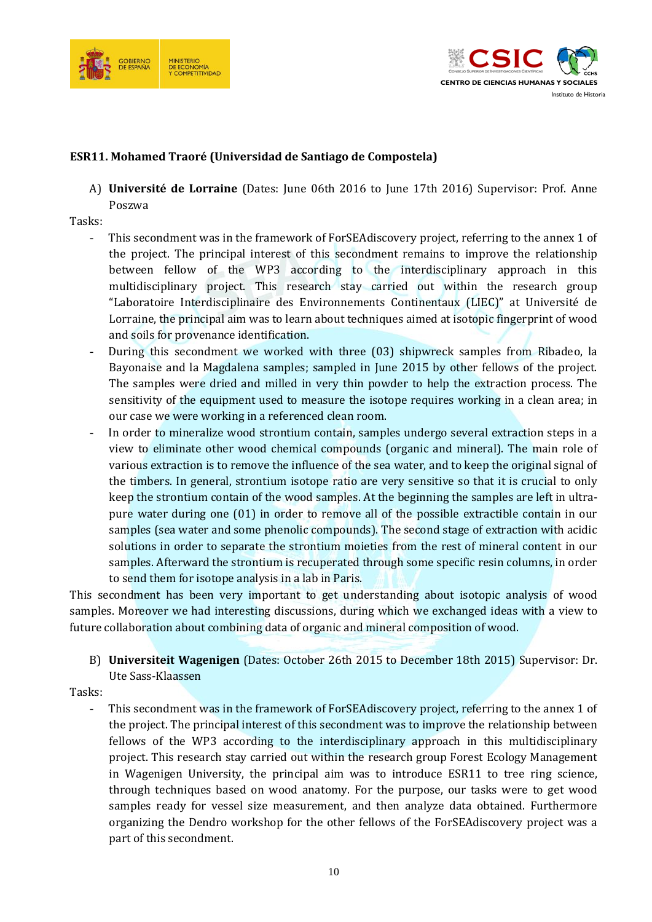**ESR11. Mohamed Traoré (Universidad de Santiago de Compostela)**

A) **Université de Lorraine** (Dates: June 06th 2016 to June 17th 2016) Supervisor: Prof. Anne Poszwa

Tasks:

- This secondment was in the framework of ForSEAdiscovery project, referring to the annex 1 of the project. The principal interest of this secondment remains to improve the relationship between fellow of the WP3 according to the interdisciplinary approach in this multidisciplinary project. This research stay carried out within the research group "Laboratoire Interdisciplinaire des Environnements Continentaux (LIEC)" at Université de Lorraine, the principal aim was to learn about techniques aimed at isotopic fingerprint of wood and soils for provenance identification.
- During this secondment we worked with three (03) shipwreck samples from Ribadeo, la Bayonaise and la Magdalena samples; sampled in June 2015 by other fellows of the project. The samples were dried and milled in very thin powder to help the extraction process. The sensitivity of the equipment used to measure the isotope requires working in a clean area; in our case we were working in a referenced clean room.
- In order to mineralize wood strontium contain, samples undergo several extraction steps in a view to eliminate other wood chemical compounds (organic and mineral). The main role of various extraction is to remove the influence of the sea water, and to keep the original signal of the timbers. In general, strontium isotope ratio are very sensitive so that it is crucial to only keep the strontium contain of the wood samples. At the beginning the samples are left in ultra-pure water during one (01) in order to remove all of the possible extractible contain in our samples (sea water and some phenolic compounds). The second stage of extraction with acidic solutions in order to separate the strontium moieties from the rest of mineral content in our samples. Afterward the strontium is recuperated through some specific resin columns, in order to send them for isotope analysis in a lab in Paris.

This secondment has been very important to get understanding about isotopic analysis of wood samples. Moreover we had interesting discussions, during which we exchanged ideas with a view to future collaboration about combining data of organic and mineral composition of wood.

B) **Universiteit Wagenigen** (Dates: October 26th 2015 to December 18th 2015) Supervisor: Dr. Ute Sass-Klaassen

Tasks:

- This secondment was in the framework of ForSEAdiscovery project, referring to the annex 1 of the project. The principal interest of this secondment was to improve the relationship between fellows of the WP3 according to the interdisciplinary approach in this multidisciplinary project. This research stay carried out within the research group Forest Ecology Management in Wagenigen University, the principal aim was to introduce ESR11 to tree ring science, through techniques based on wood anatomy. For the purpose, our tasks were to get wood samples ready for vessel size measurement, and then analyze data obtained. Furthermore organizing the Dendro workshop for the other fellows of the ForSEAdiscovery project was a part of this secondment.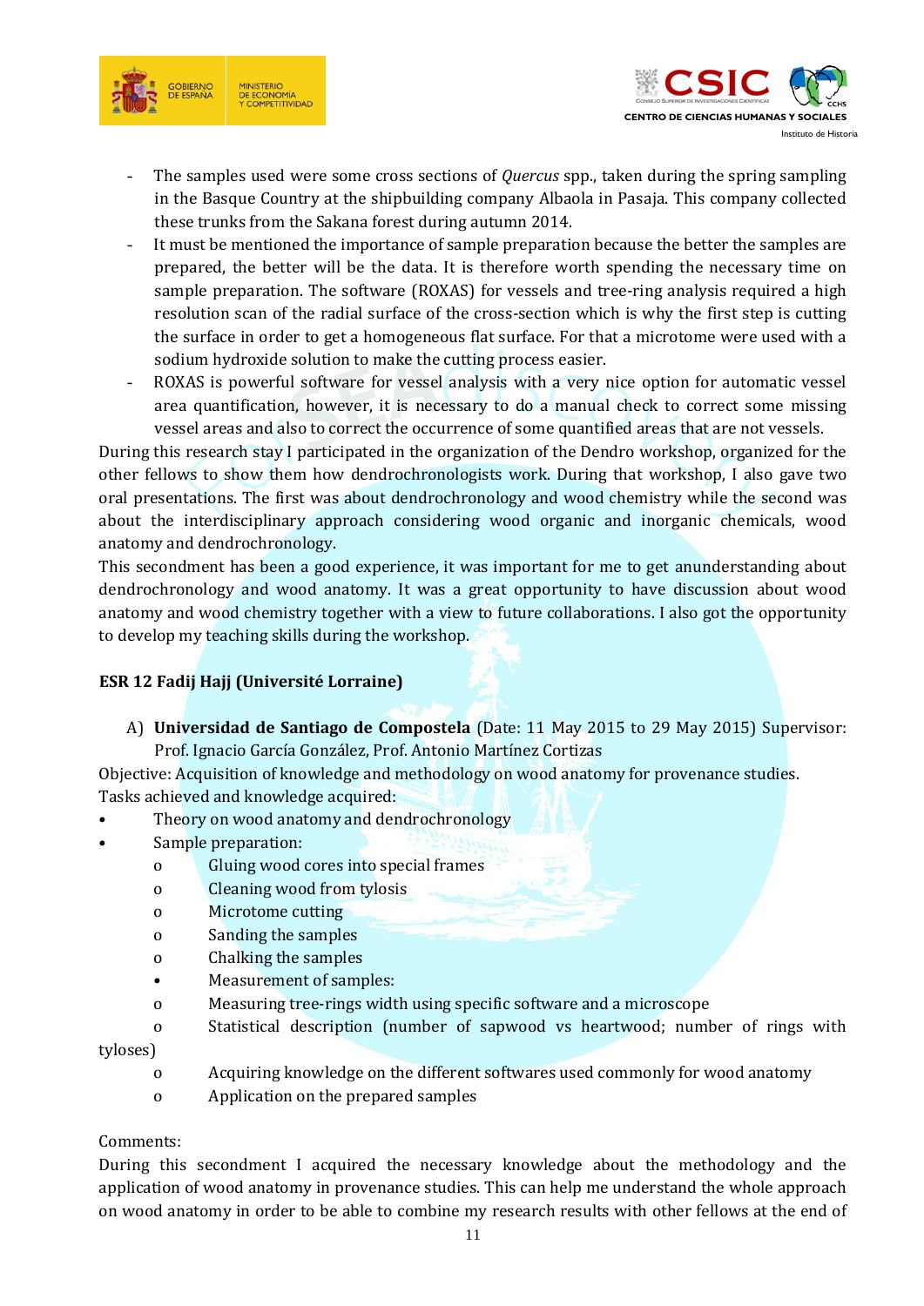- The samples used were some cross sections of *Quercus* spp., taken during the spring sampling in the Basque Country at the shipbuilding company Albaola in Pasaja. This company collected these trunks from the Sakana forest during autumn 2014.
- It must be mentioned the importance of sample preparation because the better the samples are prepared, the better will be the data. It is therefore worth spending the necessary time on sample preparation. The software (ROXAS) for vessels and tree-ring analysis required a high resolution scan of the radial surface of the cross-section which is why the first step is cutting the surface in order to get a homogeneous flat surface. For that a microtome were used with a sodium hydroxide solution to make the cutting process easier.
- ROXAS is powerful software for vessel analysis with a very nice option for automatic vessel area quantification, however, it is necessary to do a manual check to correct some missing vessel areas and also to correct the occurrence of some quantified areas that are not vessels.

During this research stay I participated in the organization of the Dendro workshop, organized for the other fellows to show them how dendrochronologists work. During that workshop, I also gave two oral presentations. The first was about dendrochronology and wood chemistry while the second was about the interdisciplinary approach considering wood organic and inorganic chemicals, wood anatomy and dendrochronology.

This secondment has been a good experience, it was important for me to get anunderstanding about dendrochronology and wood anatomy. It was a great opportunity to have discussion about wood anatomy and wood chemistry together with a view to future collaborations. I also got the opportunity to develop my teaching skills during the workshop.

**ESR 12 Fadij Hajj (Université Lorraine)**

A) **Universidad de Santiago de Compostela** (Date: 11 May 2015 to 29 May 2015) Supervisor: Prof. Ignacio García González, Prof. Antonio Martínez Cortizas

Objective: Acquisition of knowledge and methodology on wood anatomy for provenance studies.

Tasks achieved and knowledge acquired:

- Theory on wood anatomy and dendrochronology
- Sample preparation:
  - o Gluing wood cores into special frames
  - o Cleaning wood from tylosis
  - o Microtome cutting
  - o Sanding the samples
  - o Chalking the samples
  - Measurement of samples:
  - o Measuring tree-rings width using specific software and a microscope
  - o Statistical description (number of sapwood vs heartwood; number of rings with tyloses)
  - o Acquiring knowledge on the different softwares used commonly for wood anatomy
  - o Application on the prepared samples

Comments:

During this secondment I acquired the necessary knowledge about the methodology and the application of wood anatomy in provenance studies. This can help me understand the whole approach on wood anatomy in order to be able to combine my research results with other fellows at the end of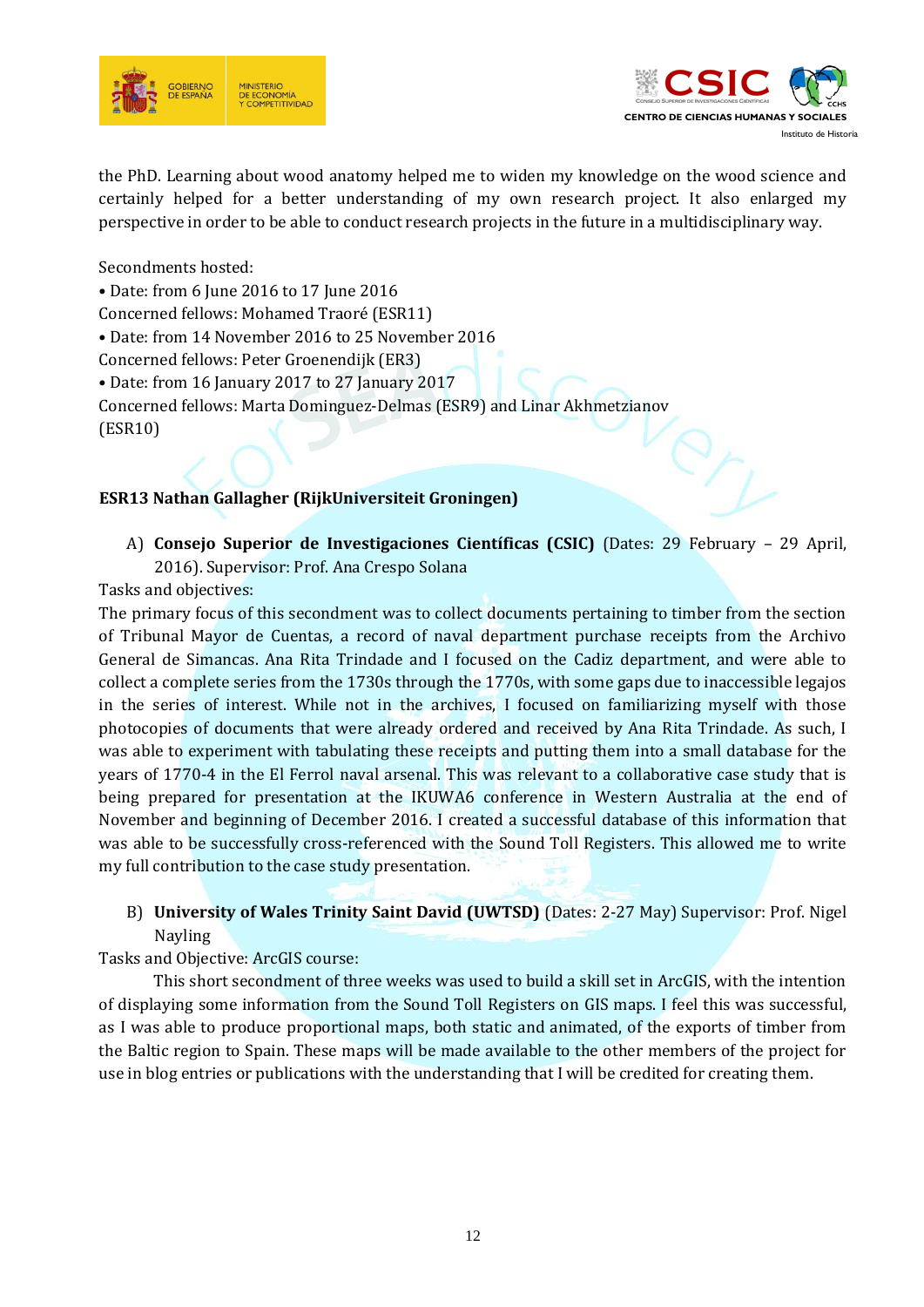the PhD. Learning about wood anatomy helped me to widen my knowledge on the wood science and certainly helped for a better understanding of my own research project. It also enlarged my perspective in order to be able to conduct research projects in the future in a multidisciplinary way.

Secondments hosted:

- Date: from 6 June 2016 to 17 June 2016

Concerned fellows: Mohamed Traoré (ESR11)

- Date: from 14 November 2016 to 25 November 2016

Concerned fellows: Peter Groenendijk (ER3)

- Date: from 16 January 2017 to 27 January 2017

Concerned fellows: Marta Dominguez-Delmas (ESR9) and Linar Akhmetzianov (ESR10)

**ESR13 Nathan Gallagher (RijkUniversiteit Groningen)**

A) **Consejo Superior de Investigaciones Científicas (CSIC)** (Dates: 29 February – 29 April, 2016). Supervisor: Prof. Ana Crespo Solana

Tasks and objectives:

The primary focus of this secondment was to collect documents pertaining to timber from the section of Tribunal Mayor de Cuentas, a record of naval department purchase receipts from the Archivo General de Simancas. Ana Rita Trindade and I focused on the Cadiz department, and were able to collect a complete series from the 1730s through the 1770s, with some gaps due to inaccessible legajos in the series of interest. While not in the archives, I focused on familiarizing myself with those photocopies of documents that were already ordered and received by Ana Rita Trindade. As such, I was able to experiment with tabulating these receipts and putting them into a small database for the years of 1770-4 in the El Ferrol naval arsenal. This was relevant to a collaborative case study that is being prepared for presentation at the IKUWA6 conference in Western Australia at the end of November and beginning of December 2016. I created a successful database of this information that was able to be successfully cross-referenced with the Sound Toll Registers. This allowed me to write my full contribution to the case study presentation.

B) **University of Wales Trinity Saint David (UWTSD)** (Dates: 2-27 May) Supervisor: Prof. Nigel Nayling

Tasks and Objective: ArcGIS course:

This short secondment of three weeks was used to build a skill set in ArcGIS, with the intention of displaying some information from the Sound Toll Registers on GIS maps. I feel this was successful, as I was able to produce proportional maps, both static and animated, of the exports of timber from the Baltic region to Spain. These maps will be made available to the other members of the project for use in blog entries or publications with the understanding that I will be credited for creating them.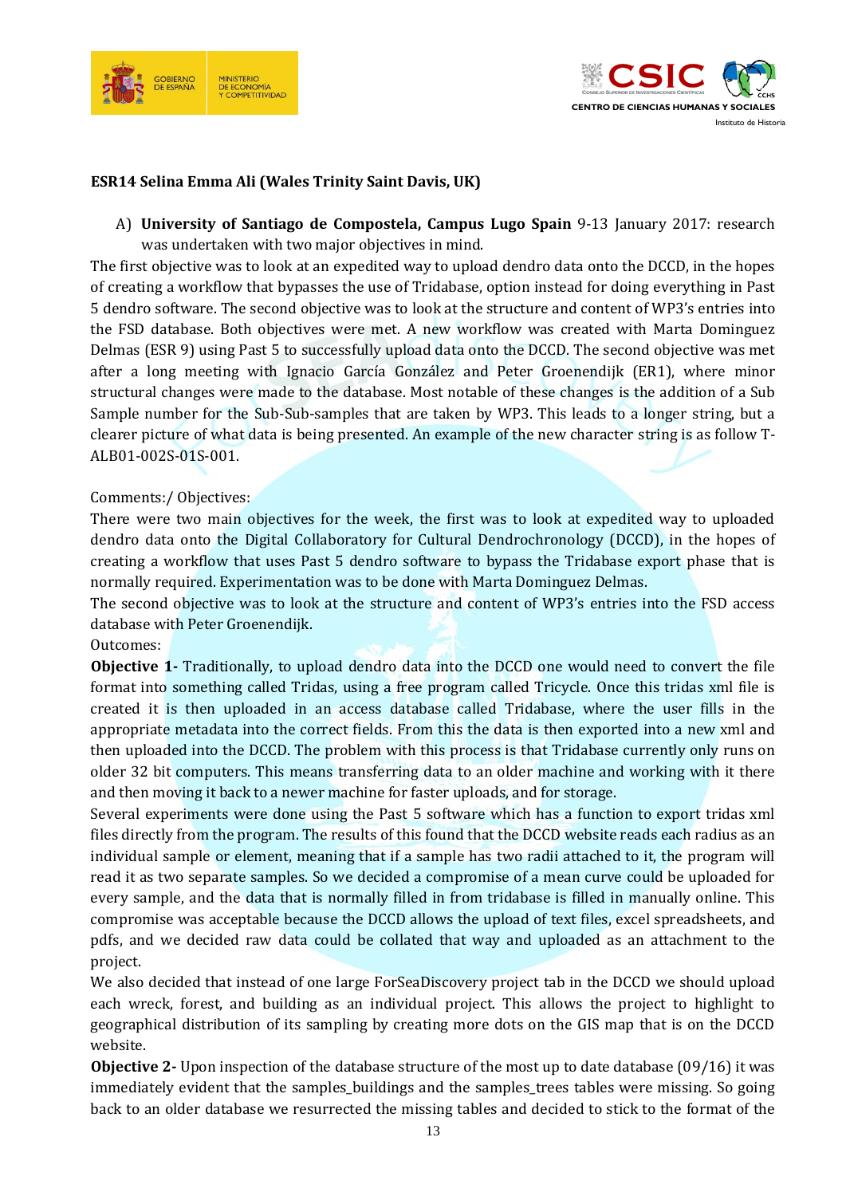**ESR14 Selina Emma Ali (Wales Trinity Saint Davis, UK)**

A) **University of Santiago de Compostela, Campus Lugo Spain** 9-13 January 2017: research was undertaken with two major objectives in mind.

The first objective was to look at an expedited way to upload dendro data onto the DCCD, in the hopes of creating a workflow that bypasses the use of Tridabase, option instead for doing everything in Past 5 dendro software. The second objective was to look at the structure and content of WP3's entries into the FSD database. Both objectives were met. A new workflow was created with Marta Dominguez Delmas (ESR 9) using Past 5 to successfully upload data onto the DCCD. The second objective was met after a long meeting with Ignacio García González and Peter Groenendijk (ER1), where minor structural changes were made to the database. Most notable of these changes is the addition of a Sub Sample number for the Sub-Sub-samples that are taken by WP3. This leads to a longer string, but a clearer picture of what data is being presented. An example of the new character string is as follow T-ALB01-002S-01S-001.

Comments:/ Objectives:

There were two main objectives for the week, the first was to look at expedited way to uploaded dendro data onto the Digital Collaboratory for Cultural Dendrochronology (DCCD), in the hopes of creating a workflow that uses Past 5 dendro software to bypass the Tridabase export phase that is normally required. Experimentation was to be done with Marta Dominguez Delmas.

The second objective was to look at the structure and content of WP3's entries into the FSD access database with Peter Groenendijk.

Outcomes:

**Objective 1-** Traditionally, to upload dendro data into the DCCD one would need to convert the file format into something called Tridas, using a free program called Tricycle. Once this tridas xml file is created it is then uploaded in an access database called Tridabase, where the user fills in the appropriate metadata into the correct fields. From this the data is then exported into a new xml and then uploaded into the DCCD. The problem with this process is that Tridabase currently only runs on older 32 bit computers. This means transferring data to an older machine and working with it there and then moving it back to a newer machine for faster uploads, and for storage.

Several experiments were done using the Past 5 software which has a function to export tridas xml files directly from the program. The results of this found that the DCCD website reads each radius as an individual sample or element, meaning that if a sample has two radii attached to it, the program will read it as two separate samples. So we decided a compromise of a mean curve could be uploaded for every sample, and the data that is normally filled in from tridabase is filled in manually online. This compromise was acceptable because the DCCD allows the upload of text files, excel spreadsheets, and pdfs, and we decided raw data could be collated that way and uploaded as an attachment to the project.

We also decided that instead of one large ForSeaDiscovery project tab in the DCCD we should upload each wreck, forest, and building as an individual project. This allows the project to highlight to geographical distribution of its sampling by creating more dots on the GIS map that is on the DCCD website.

**Objective 2-** Upon inspection of the database structure of the most up to date database (09/16) it was immediately evident that the samples_buildings and the samples_trees tables were missing. So going back to an older database we resurrected the missing tables and decided to stick to the format of the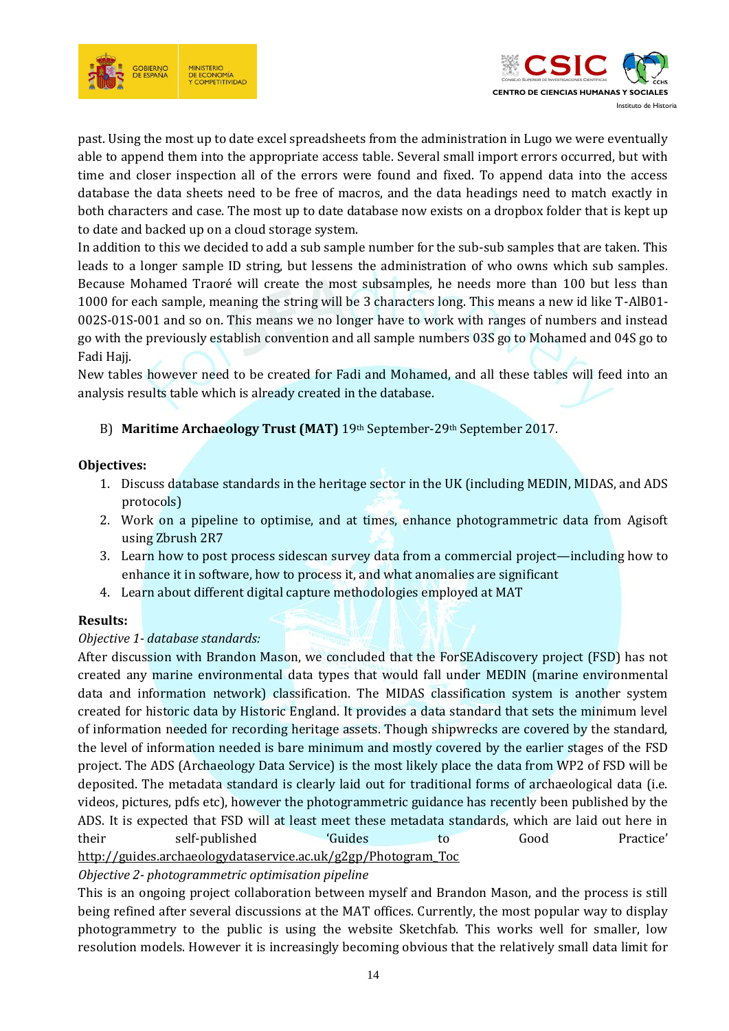past. Using the most up to date excel spreadsheets from the administration in Lugo we were eventually able to append them into the appropriate access table. Several small import errors occurred, but with time and closer inspection all of the errors were found and fixed. To append data into the access database the data sheets need to be free of macros, and the data headings need to match exactly in both characters and case. The most up to date database now exists on a dropbox folder that is kept up to date and backed up on a cloud storage system.

In addition to this we decided to add a sub sample number for the sub-sub samples that are taken. This leads to a longer sample ID string, but lessens the administration of who owns which sub samples. Because Mohamed Traoré will create the most subsamples, he needs more than 100 but less than 1000 for each sample, meaning the string will be 3 characters long. This means a new id like T-AlB01-002S-01S-001 and so on. This means we no longer have to work with ranges of numbers and instead go with the previously establish convention and all sample numbers 03S go to Mohamed and 04S go to Fadi Hajj.

New tables however need to be created for Fadi and Mohamed, and all these tables will feed into an analysis results table which is already created in the database.

B) **Maritime Archaeology Trust (MAT)** 19th September-29th September 2017.

**Objectives:**

1. Discuss database standards in the heritage sector in the UK (including MEDIN, MIDAS, and ADS protocols)
2. Work on a pipeline to optimise, and at times, enhance photogrammetric data from Agisoft using Zbrush 2R7
3. Learn how to post process sidescan survey data from a commercial project—including how to enhance it in software, how to process it, and what anomalies are significant
4. Learn about different digital capture methodologies employed at MAT

**Results:**

*Objective 1- database standards:*

After discussion with Brandon Mason, we concluded that the ForSEAdiscovery project (FSD) has not created any marine environmental data types that would fall under MEDIN (marine environmental data and information network) classification. The MIDAS classification system is another system created for historic data by Historic England. It provides a data standard that sets the minimum level of information needed for recording heritage assets. Though shipwrecks are covered by the standard, the level of information needed is bare minimum and mostly covered by the earlier stages of the FSD project. The ADS (Archaeology Data Service) is the most likely place the data from WP2 of FSD will be deposited. The metadata standard is clearly laid out for traditional forms of archaeological data (i.e. videos, pictures, pdfs etc), however the photogrammetric guidance has recently been published by the ADS. It is expected that FSD will at least meet these metadata standards, which are laid out here in their self-published 'Guides to Good Practice' http://guides.archaeologydataservice.ac.uk/g2gp/Photogram_Toc

*Objective 2- photogrammetric optimisation pipeline*

This is an ongoing project collaboration between myself and Brandon Mason, and the process is still being refined after several discussions at the MAT offices. Currently, the most popular way to display photogrammetry to the public is using the website Sketchfab. This works well for smaller, low resolution models. However it is increasingly becoming obvious that the relatively small data limit for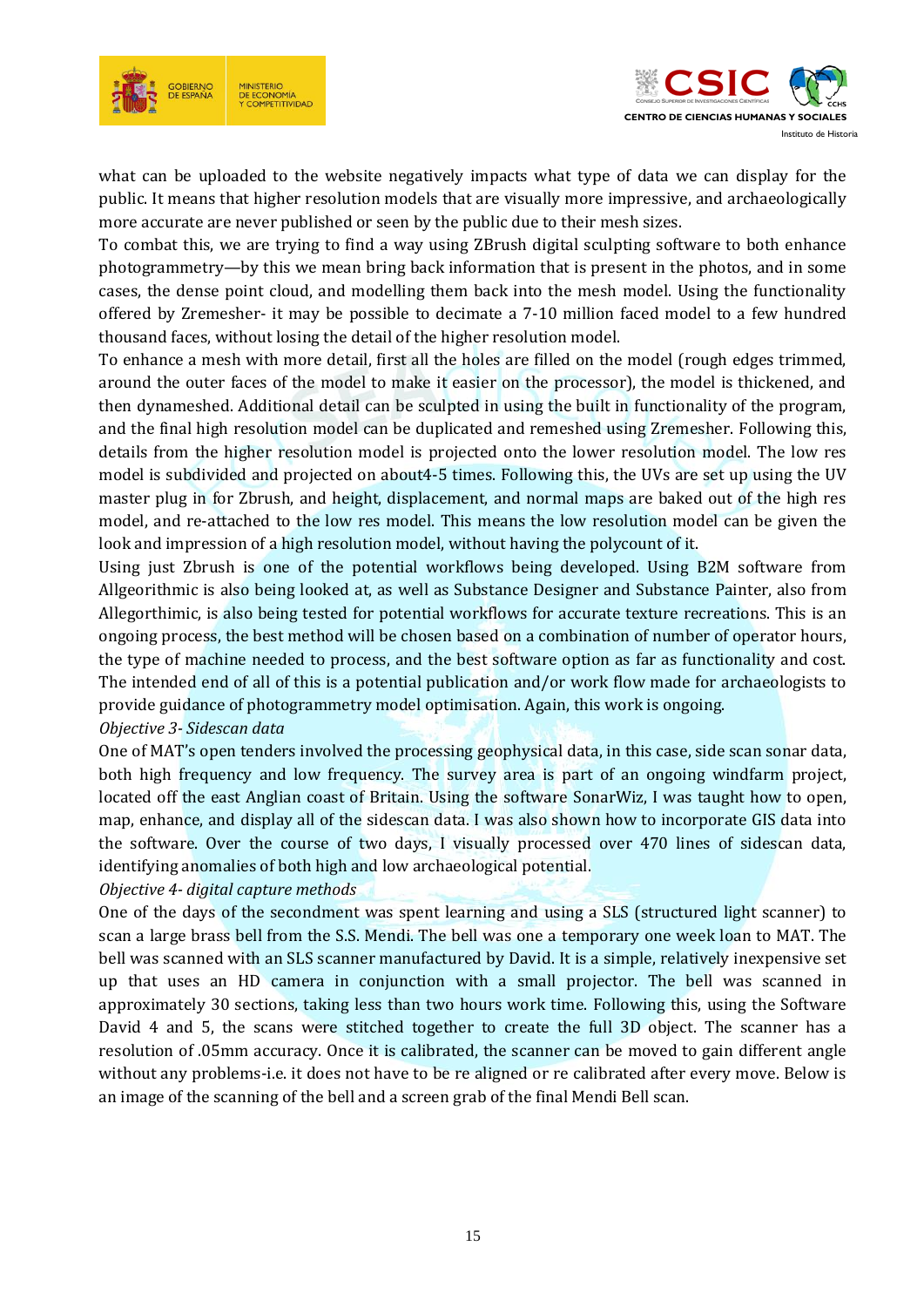what can be uploaded to the website negatively impacts what type of data we can display for the public. It means that higher resolution models that are visually more impressive, and archaeologically more accurate are never published or seen by the public due to their mesh sizes.

To combat this, we are trying to find a way using ZBrush digital sculpting software to both enhance photogrammetry—by this we mean bring back information that is present in the photos, and in some cases, the dense point cloud, and modelling them back into the mesh model. Using the functionality offered by Zremesher- it may be possible to decimate a 7-10 million faced model to a few hundred thousand faces, without losing the detail of the higher resolution model.

To enhance a mesh with more detail, first all the holes are filled on the model (rough edges trimmed, around the outer faces of the model to make it easier on the processor), the model is thickened, and then dynameshed. Additional detail can be sculpted in using the built in functionality of the program, and the final high resolution model can be duplicated and remeshed using Zremesher. Following this, details from the higher resolution model is projected onto the lower resolution model. The low res model is subdivided and projected on about4-5 times. Following this, the UVs are set up using the UV master plug in for Zbrush, and height, displacement, and normal maps are baked out of the high res model, and re-attached to the low res model. This means the low resolution model can be given the look and impression of a high resolution model, without having the polycount of it.

Using just Zbrush is one of the potential workflows being developed. Using B2M software from Allgeorithmic is also being looked at, as well as Substance Designer and Substance Painter, also from Allegorthimic, is also being tested for potential workflows for accurate texture recreations. This is an ongoing process, the best method will be chosen based on a combination of number of operator hours, the type of machine needed to process, and the best software option as far as functionality and cost. The intended end of all of this is a potential publication and/or work flow made for archaeologists to provide guidance of photogrammetry model optimisation. Again, this work is ongoing.

*Objective 3- Sidescan data*

One of MAT's open tenders involved the processing geophysical data, in this case, side scan sonar data, both high frequency and low frequency. The survey area is part of an ongoing windfarm project, located off the east Anglian coast of Britain. Using the software SonarWiz, I was taught how to open, map, enhance, and display all of the sidescan data. I was also shown how to incorporate GIS data into the software. Over the course of two days, I visually processed over 470 lines of sidescan data, identifying anomalies of both high and low archaeological potential.

*Objective 4- digital capture methods*

One of the days of the secondment was spent learning and using a SLS (structured light scanner) to scan a large brass bell from the S.S. Mendi. The bell was one a temporary one week loan to MAT. The bell was scanned with an SLS scanner manufactured by David. It is a simple, relatively inexpensive set up that uses an HD camera in conjunction with a small projector. The bell was scanned in approximately 30 sections, taking less than two hours work time. Following this, using the Software David 4 and 5, the scans were stitched together to create the full 3D object. The scanner has a resolution of .05mm accuracy. Once it is calibrated, the scanner can be moved to gain different angle without any problems-i.e. it does not have to be re aligned or re calibrated after every move. Below is an image of the scanning of the bell and a screen grab of the final Mendi Bell scan.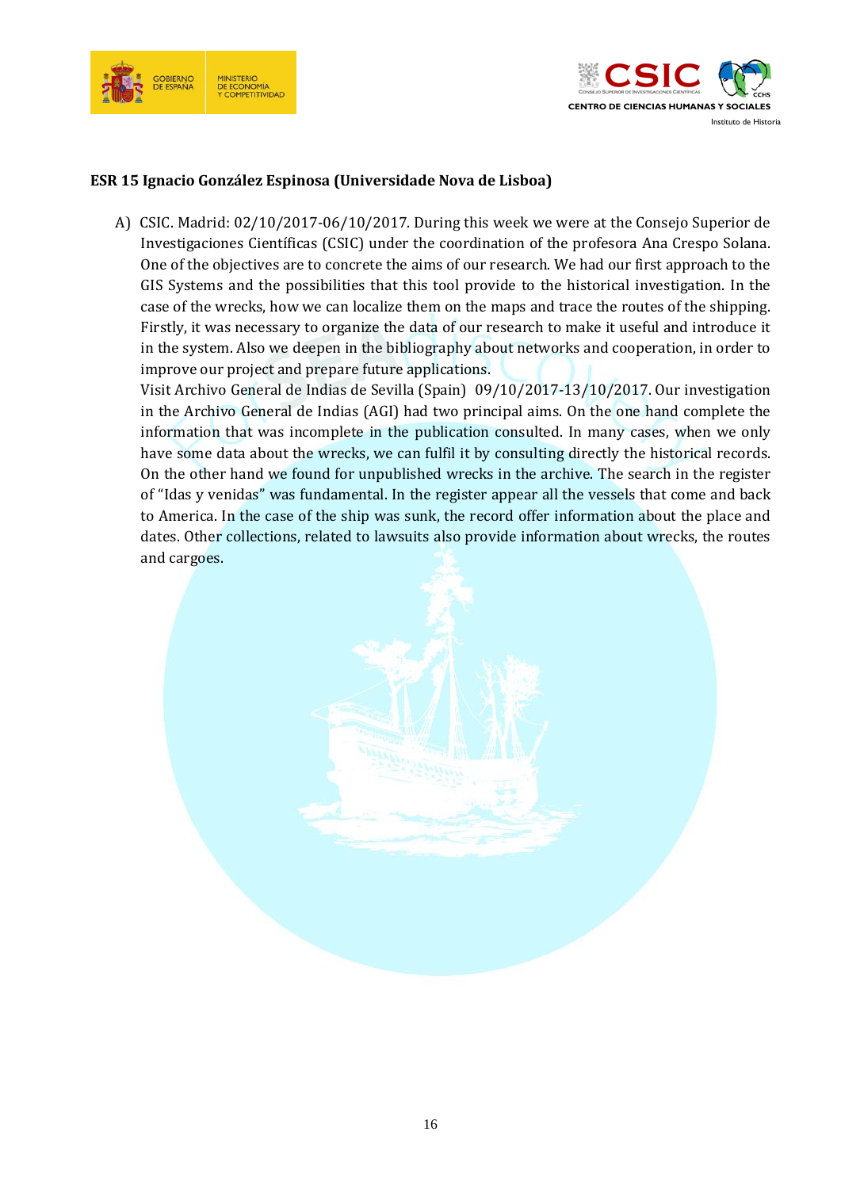**ESR 15 Ignacio González Espinosa (Universidade Nova de Lisboa)**

A) CSIC. Madrid: 02/10/2017-06/10/2017. During this week we were at the Consejo Superior de Investigaciones Científicas (CSIC) under the coordination of the profesora Ana Crespo Solana. One of the objectives are to concrete the aims of our research. We had our first approach to the GIS Systems and the possibilities that this tool provide to the historical investigation. In the case of the wrecks, how we can localize them on the maps and trace the routes of the shipping. Firstly, it was necessary to organize the data of our research to make it useful and introduce it in the system. Also we deepen in the bibliography about networks and cooperation, in order to improve our project and prepare future applications.

   Visit Archivo General de Indias de Sevilla (Spain) 09/10/2017-13/10/2017. Our investigation in the Archivo General de Indias (AGI) had two principal aims. On the one hand complete the information that was incomplete in the publication consulted. In many cases, when we only have some data about the wrecks, we can fulfil it by consulting directly the historical records. On the other hand we found for unpublished wrecks in the archive. The search in the register of "Idas y venidas" was fundamental. In the register appear all the vessels that come and back to America. In the case of the ship was sunk, the record offer information about the place and dates. Other collections, related to lawsuits also provide information about wrecks, the routes and cargoes.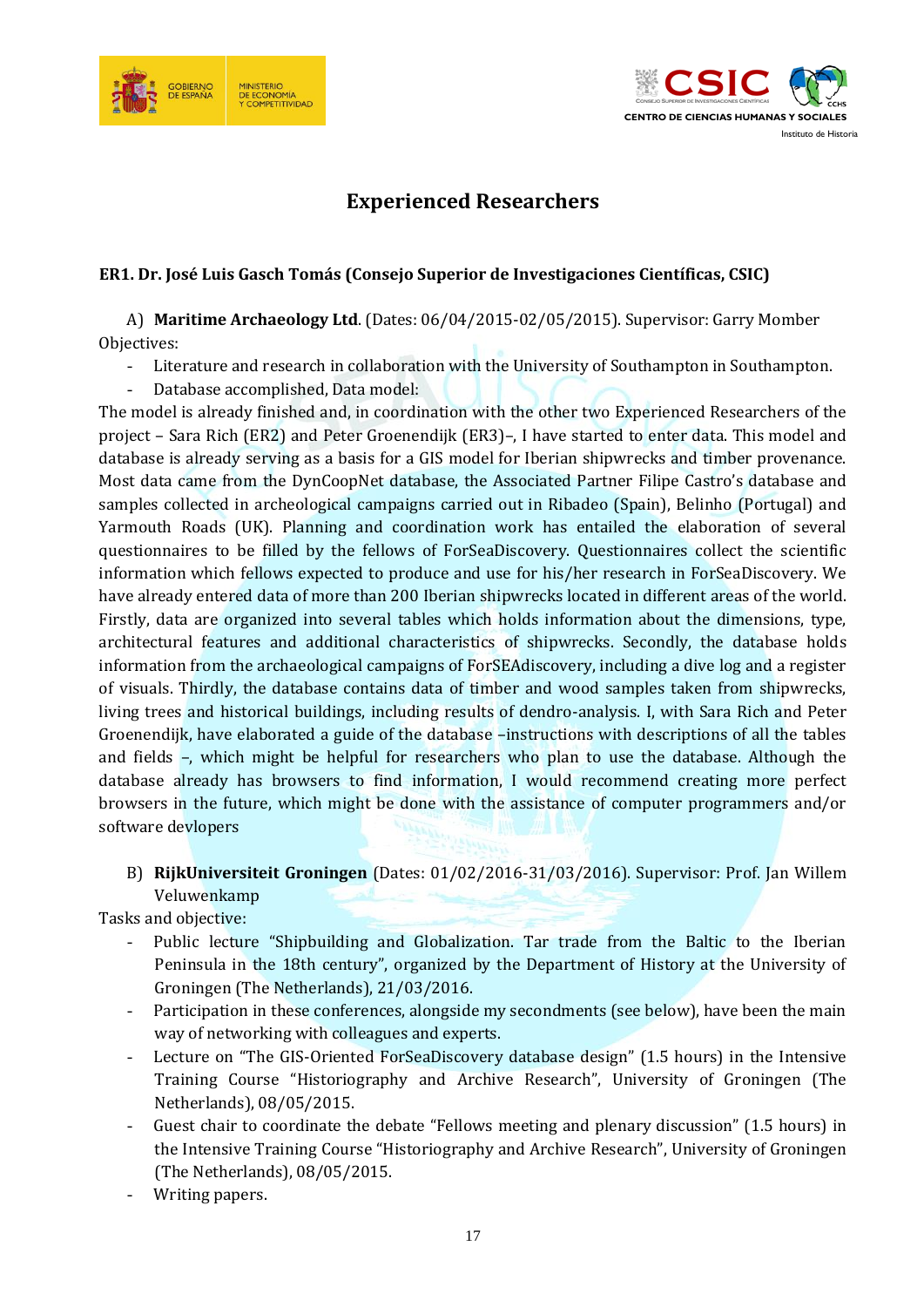# Experienced Researchers

### ER1. Dr. José Luis Gasch Tomás (Consejo Superior de Investigaciones Científicas, CSIC)

A) **Maritime Archaeology Ltd**. (Dates: 06/04/2015-02/05/2015). Supervisor: Garry Momber

Objectives:

- Literature and research in collaboration with the University of Southampton in Southampton.
- Database accomplished, Data model:

The model is already finished and, in coordination with the other two Experienced Researchers of the project – Sara Rich (ER2) and Peter Groenendijk (ER3)–, I have started to enter data. This model and database is already serving as a basis for a GIS model for Iberian shipwrecks and timber provenance. Most data came from the DynCoopNet database, the Associated Partner Filipe Castro's database and samples collected in archeological campaigns carried out in Ribadeo (Spain), Belinho (Portugal) and Yarmouth Roads (UK). Planning and coordination work has entailed the elaboration of several questionnaires to be filled by the fellows of ForSeaDiscovery. Questionnaires collect the scientific information which fellows expected to produce and use for his/her research in ForSeaDiscovery. We have already entered data of more than 200 Iberian shipwrecks located in different areas of the world. Firstly, data are organized into several tables which holds information about the dimensions, type, architectural features and additional characteristics of shipwrecks. Secondly, the database holds information from the archaeological campaigns of ForSEAdiscovery, including a dive log and a register of visuals. Thirdly, the database contains data of timber and wood samples taken from shipwrecks, living trees and historical buildings, including results of dendro-analysis. I, with Sara Rich and Peter Groenendijk, have elaborated a guide of the database –instructions with descriptions of all the tables and fields –, which might be helpful for researchers who plan to use the database. Although the database already has browsers to find information, I would recommend creating more perfect browsers in the future, which might be done with the assistance of computer programmers and/or software devlopers

B) **RijkUniversiteit Groningen** (Dates: 01/02/2016-31/03/2016). Supervisor: Prof. Jan Willem Veluwenkamp

Tasks and objective:

- Public lecture "Shipbuilding and Globalization. Tar trade from the Baltic to the Iberian Peninsula in the 18th century", organized by the Department of History at the University of Groningen (The Netherlands), 21/03/2016.
- Participation in these conferences, alongside my secondments (see below), have been the main way of networking with colleagues and experts.
- Lecture on "The GIS-Oriented ForSeaDiscovery database design" (1.5 hours) in the Intensive Training Course "Historiography and Archive Research", University of Groningen (The Netherlands), 08/05/2015.
- Guest chair to coordinate the debate "Fellows meeting and plenary discussion" (1.5 hours) in the Intensive Training Course "Historiography and Archive Research", University of Groningen (The Netherlands), 08/05/2015.
- Writing papers.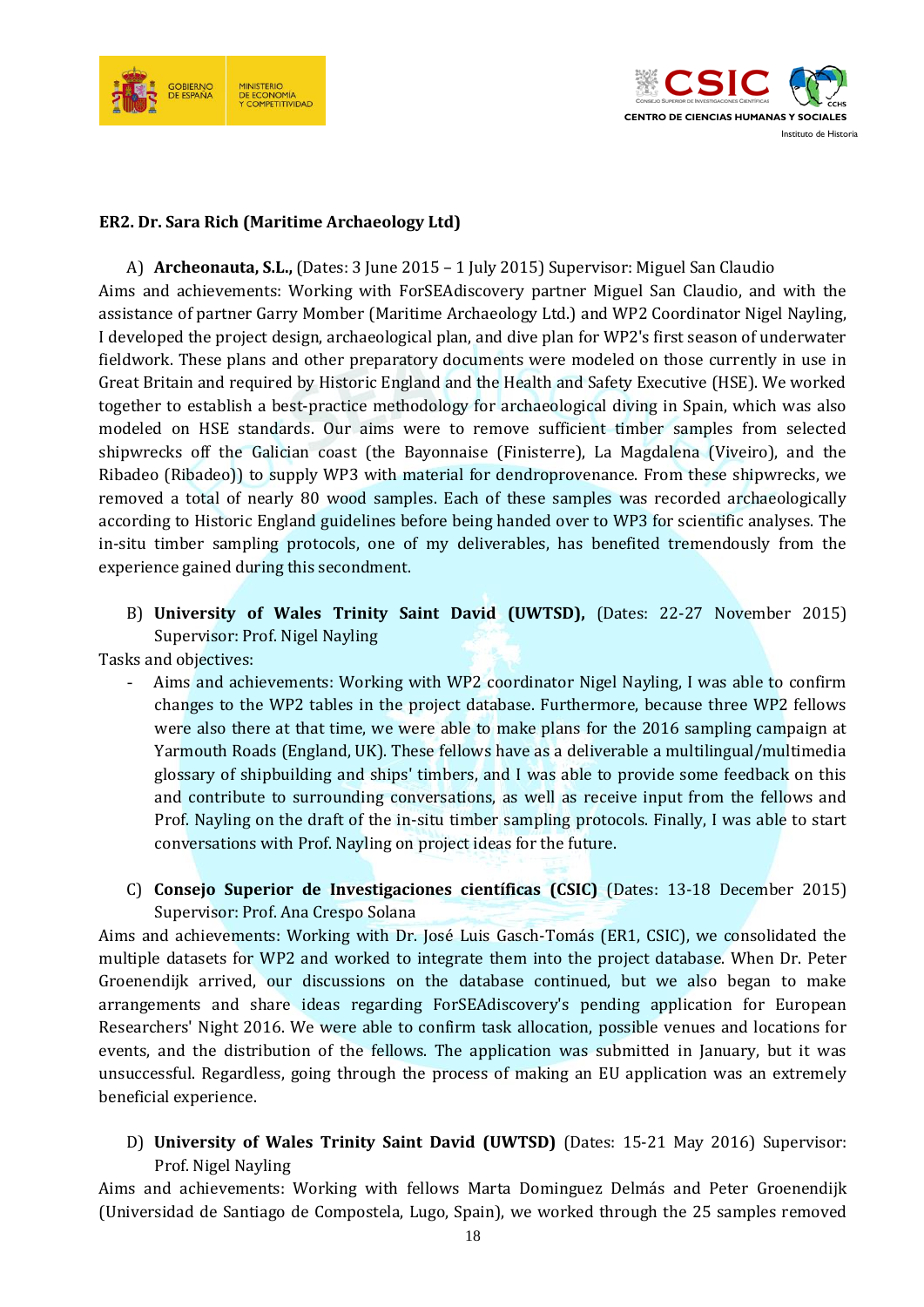**ER2. Dr. Sara Rich (Maritime Archaeology Ltd)**

A) **Archeonauta, S.L.,** (Dates: 3 June 2015 – 1 July 2015) Supervisor: Miguel San Claudio

Aims and achievements: Working with ForSEAdiscovery partner Miguel San Claudio, and with the assistance of partner Garry Momber (Maritime Archaeology Ltd.) and WP2 Coordinator Nigel Nayling, I developed the project design, archaeological plan, and dive plan for WP2's first season of underwater fieldwork. These plans and other preparatory documents were modeled on those currently in use in Great Britain and required by Historic England and the Health and Safety Executive (HSE). We worked together to establish a best-practice methodology for archaeological diving in Spain, which was also modeled on HSE standards. Our aims were to remove sufficient timber samples from selected shipwrecks off the Galician coast (the Bayonnaise (Finisterre), La Magdalena (Viveiro), and the Ribadeo (Ribadeo)) to supply WP3 with material for dendroprovenance. From these shipwrecks, we removed a total of nearly 80 wood samples. Each of these samples was recorded archaeologically according to Historic England guidelines before being handed over to WP3 for scientific analyses. The in-situ timber sampling protocols, one of my deliverables, has benefited tremendously from the experience gained during this secondment.

B) **University of Wales Trinity Saint David (UWTSD),** (Dates: 22-27 November 2015) Supervisor: Prof. Nigel Nayling

Tasks and objectives:

- Aims and achievements: Working with WP2 coordinator Nigel Nayling, I was able to confirm changes to the WP2 tables in the project database. Furthermore, because three WP2 fellows were also there at that time, we were able to make plans for the 2016 sampling campaign at Yarmouth Roads (England, UK). These fellows have as a deliverable a multilingual/multimedia glossary of shipbuilding and ships' timbers, and I was able to provide some feedback on this and contribute to surrounding conversations, as well as receive input from the fellows and Prof. Nayling on the draft of the in-situ timber sampling protocols. Finally, I was able to start conversations with Prof. Nayling on project ideas for the future.

C) **Consejo Superior de Investigaciones científicas (CSIC)** (Dates: 13-18 December 2015) Supervisor: Prof. Ana Crespo Solana

Aims and achievements: Working with Dr. José Luis Gasch-Tomás (ER1, CSIC), we consolidated the multiple datasets for WP2 and worked to integrate them into the project database. When Dr. Peter Groenendijk arrived, our discussions on the database continued, but we also began to make arrangements and share ideas regarding ForSEAdiscovery's pending application for European Researchers' Night 2016. We were able to confirm task allocation, possible venues and locations for events, and the distribution of the fellows. The application was submitted in January, but it was unsuccessful. Regardless, going through the process of making an EU application was an extremely beneficial experience.

D) **University of Wales Trinity Saint David (UWTSD)** (Dates: 15-21 May 2016) Supervisor: Prof. Nigel Nayling

Aims and achievements: Working with fellows Marta Dominguez Delmás and Peter Groenendijk (Universidad de Santiago de Compostela, Lugo, Spain), we worked through the 25 samples removed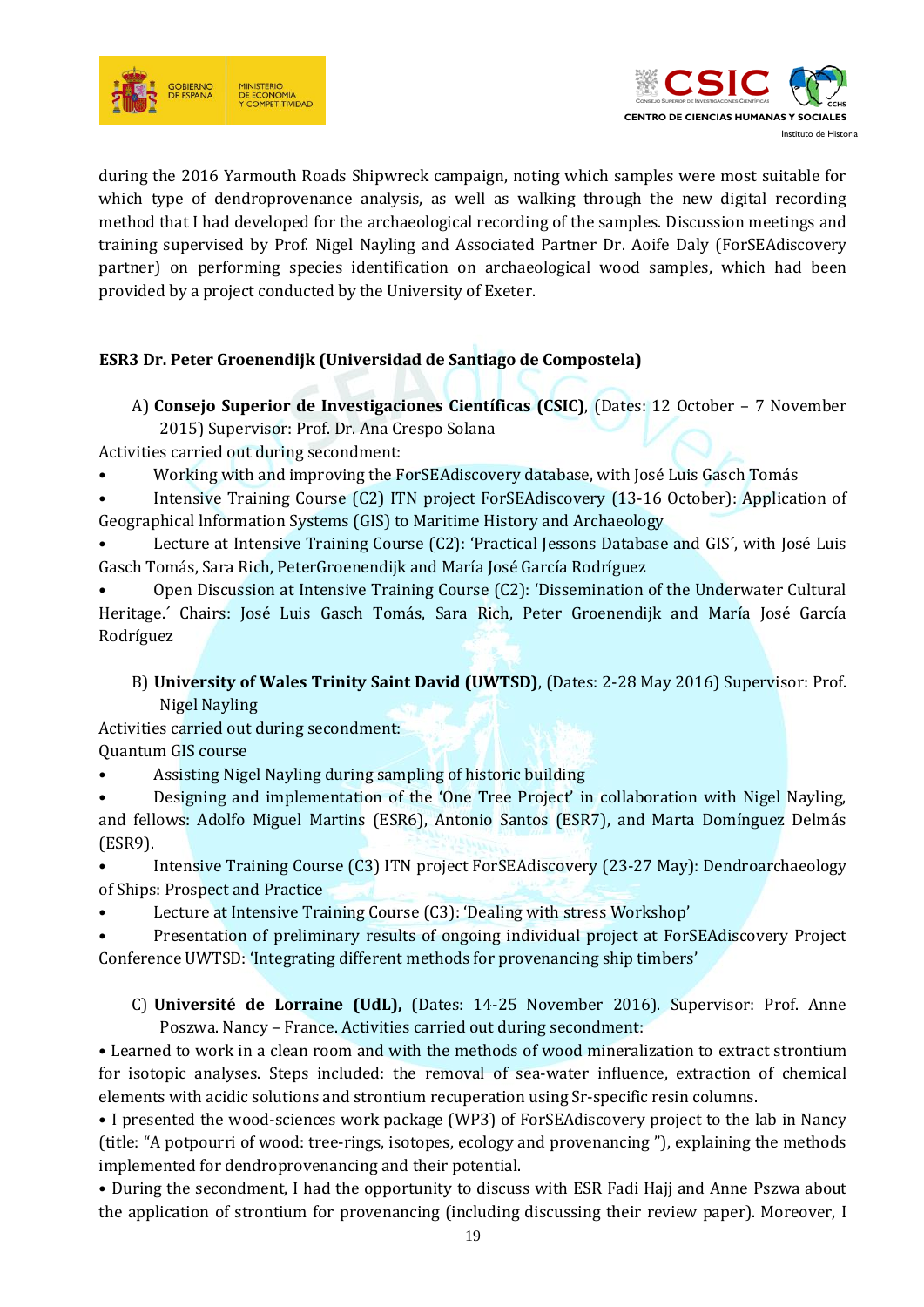during the 2016 Yarmouth Roads Shipwreck campaign, noting which samples were most suitable for which type of dendroprovenance analysis, as well as walking through the new digital recording method that I had developed for the archaeological recording of the samples. Discussion meetings and training supervised by Prof. Nigel Nayling and Associated Partner Dr. Aoife Daly (ForSEAdiscovery partner) on performing species identification on archaeological wood samples, which had been provided by a project conducted by the University of Exeter.

**ESR3 Dr. Peter Groenendijk (Universidad de Santiago de Compostela)**

A) **Consejo Superior de Investigaciones Científicas (CSIC)**, (Dates: 12 October – 7 November 2015) Supervisor: Prof. Dr. Ana Crespo Solana

Activities carried out during secondment:

- Working with and improving the ForSEAdiscovery database, with José Luis Gasch Tomás
- Intensive Training Course (C2) ITN project ForSEAdiscovery (13-16 October): Application of Geographical lnformation Systems (GIS) to Maritime History and Archaeology
- Lecture at Intensive Training Course (C2): 'Practical Jessons Database and GIS´, with José Luis Gasch Tomás, Sara Rich, PeterGroenendijk and María José García Rodríguez
- Open Discussion at Intensive Training Course (C2): 'Dissemination of the Underwater Cultural Heritage.´ Chairs: José Luis Gasch Tomás, Sara Rich, Peter Groenendijk and María José García Rodríguez

B) **University of Wales Trinity Saint David (UWTSD)**, (Dates: 2-28 May 2016) Supervisor: Prof. Nigel Nayling

Activities carried out during secondment:

Quantum GIS course

- Assisting Nigel Nayling during sampling of historic building
- Designing and implementation of the 'One Tree Project' in collaboration with Nigel Nayling, and fellows: Adolfo Miguel Martins (ESR6), Antonio Santos (ESR7), and Marta Domínguez Delmás (ESR9).
- Intensive Training Course (C3) ITN project ForSEAdiscovery (23-27 May): Dendroarchaeology of Ships: Prospect and Practice
- Lecture at Intensive Training Course (C3): 'Dealing with stress Workshop'
- Presentation of preliminary results of ongoing individual project at ForSEAdiscovery Project Conference UWTSD: 'Integrating different methods for provenancing ship timbers'

C) **Université de Lorraine (UdL),** (Dates: 14-25 November 2016). Supervisor: Prof. Anne Poszwa. Nancy – France. Activities carried out during secondment:

- Learned to work in a clean room and with the methods of wood mineralization to extract strontium for isotopic analyses. Steps included: the removal of sea-water influence, extraction of chemical elements with acidic solutions and strontium recuperation using Sr-specific resin columns.
- I presented the wood-sciences work package (WP3) of ForSEAdiscovery project to the lab in Nancy (title: "A potpourri of wood: tree-rings, isotopes, ecology and provenancing "), explaining the methods implemented for dendroprovenancing and their potential.
- During the secondment, I had the opportunity to discuss with ESR Fadi Hajj and Anne Pszwa about the application of strontium for provenancing (including discussing their review paper). Moreover, I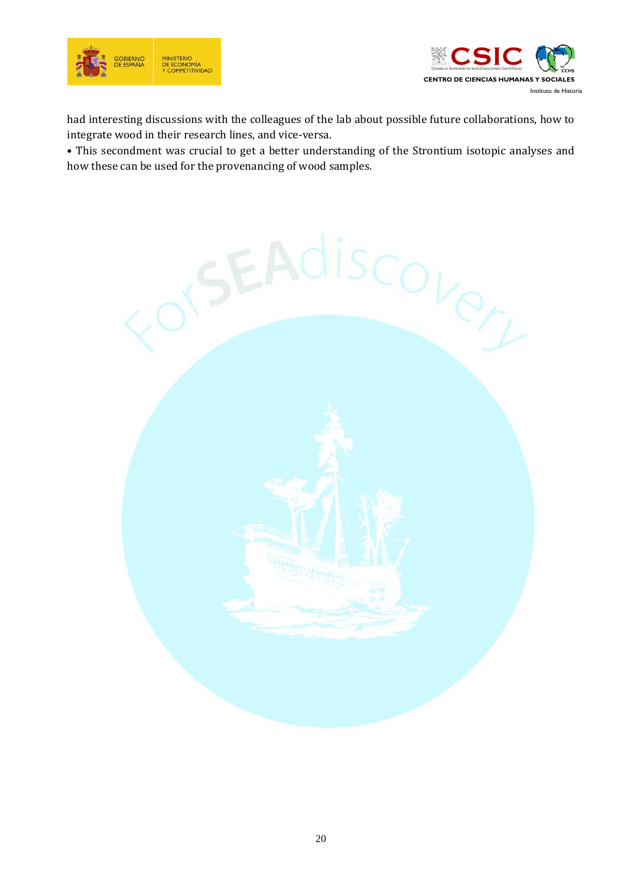had interesting discussions with the colleagues of the lab about possible future collaborations, how to integrate wood in their research lines, and vice-versa.

• This secondment was crucial to get a better understanding of the Strontium isotopic analyses and how these can be used for the provenancing of wood samples.